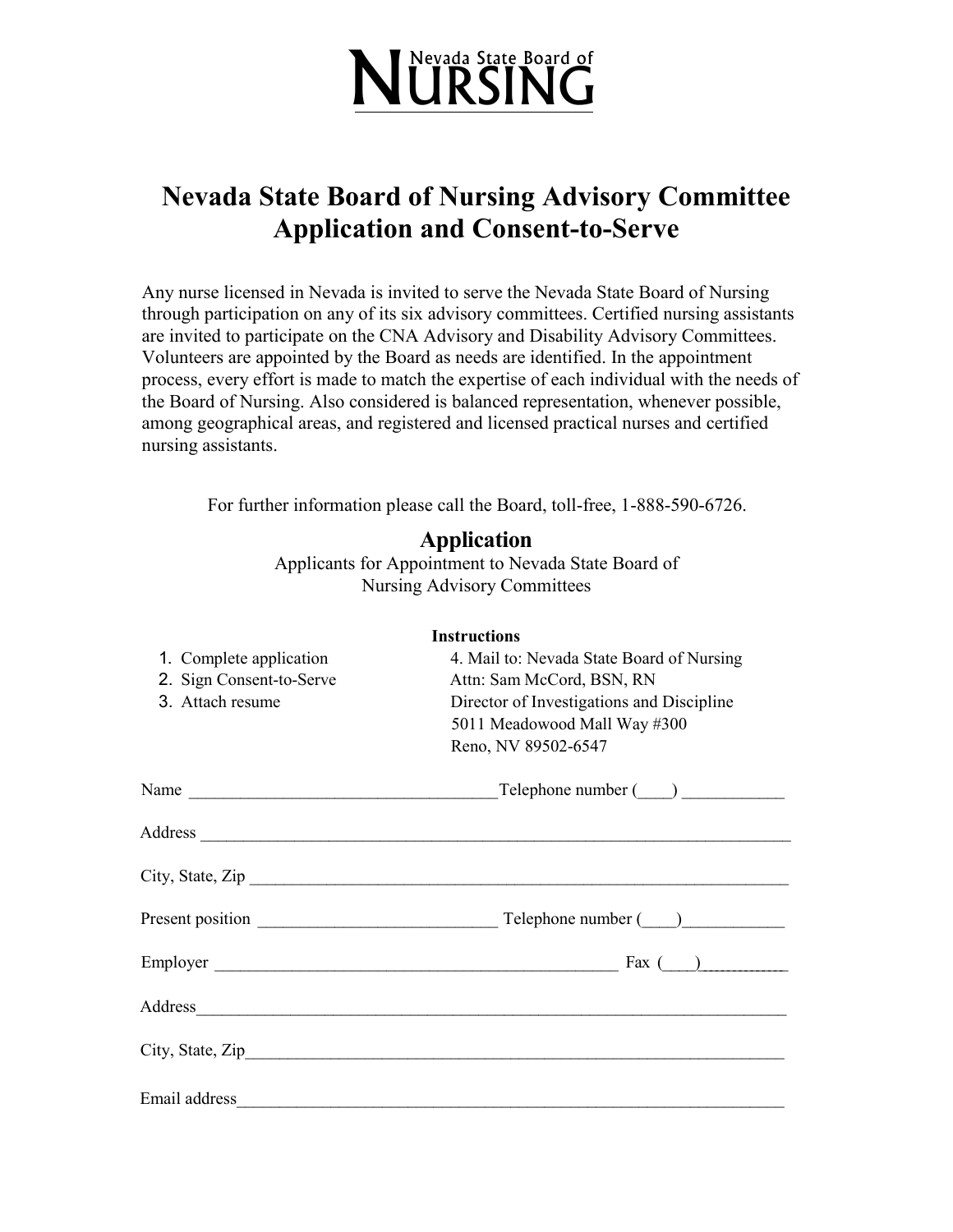Nevada State Board of **NURSING**

# Nevada State Board of Nursing Advisory Committee Application and Consent-to-Serve

Any nurse licensed in Nevada is invited to serve the Nevada State Board of Nursing through participation on any of its six advisory committees. Certified nursing assistants are invited to participate on the CNA Advisory and Disability Advisory Committees. Volunteers are appointed by the Board as needs are identified. In the appointment process, every effort is made to match the expertise of each individual with the needs of the Board of Nursing. Also considered is balanced representation, whenever possible, among geographical areas, and registered and licensed practical nurses and certified nursing assistants.

For further information please call the Board, toll-free, 1-888-590-6726.

## Application

Applicants for Appointment to Nevada State Board of Nursing Advisory Committees

**Instructions**

1. Complete application
2. Sign Consent-to-Serve
3. Attach resume
4. Mail to: Nevada State Board of Nursing
   Attn: Sam McCord, BSN, RN
   Director of Investigations and Discipline
   5011 Meadowood Mall Way #300
   Reno, NV 89502-6547

Name ___________________________________ Telephone number (____) ___________

Address ____________________________________________________________________

City, State, Zip _____________________________________________________________

Present position ___________________________ Telephone number (____)___________

Employer _______________________________________________ Fax (____)___________

Address____________________________________________________________________

City, State, Zip_____________________________________________________________

Email address_______________________________________________________________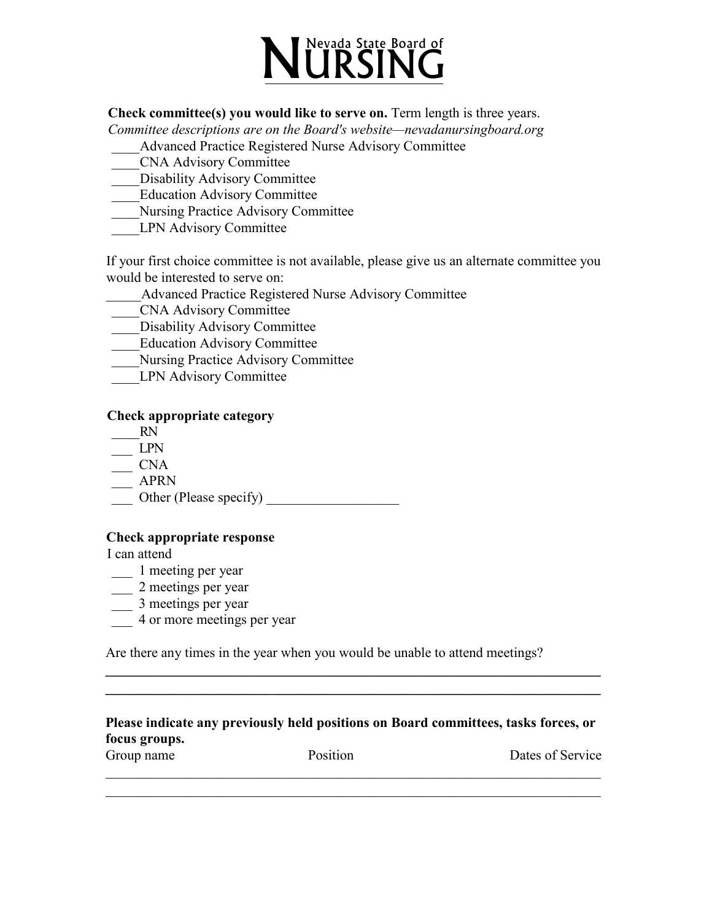# Nevada State Board of NURSING

**Check committee(s) you would like to serve on.** Term length is three years.
*Committee descriptions are on the Board's website—nevadanursingboard.org*

____Advanced Practice Registered Nurse Advisory Committee
____CNA Advisory Committee
____Disability Advisory Committee
____Education Advisory Committee
____Nursing Practice Advisory Committee
____LPN Advisory Committee

If your first choice committee is not available, please give us an alternate committee you would be interested to serve on:

_____Advanced Practice Registered Nurse Advisory Committee
____CNA Advisory Committee
____Disability Advisory Committee
____Education Advisory Committee
____Nursing Practice Advisory Committee
____LPN Advisory Committee

**Check appropriate category**

____RN
___ LPN
___ CNA
___ APRN
___ Other (Please specify) ___________________

**Check appropriate response**

I can attend

___ 1 meeting per year
___ 2 meetings per year
___ 3 meetings per year
___ 4 or more meetings per year

Are there any times in the year when you would be unable to attend meetings?

___________________________________________________________________________
___________________________________________________________________________

**Please indicate any previously held positions on Board committees, tasks forces, or focus groups.**

| Group name | Position | Dates of Service |
|---|---|---|
| | | |
| | | |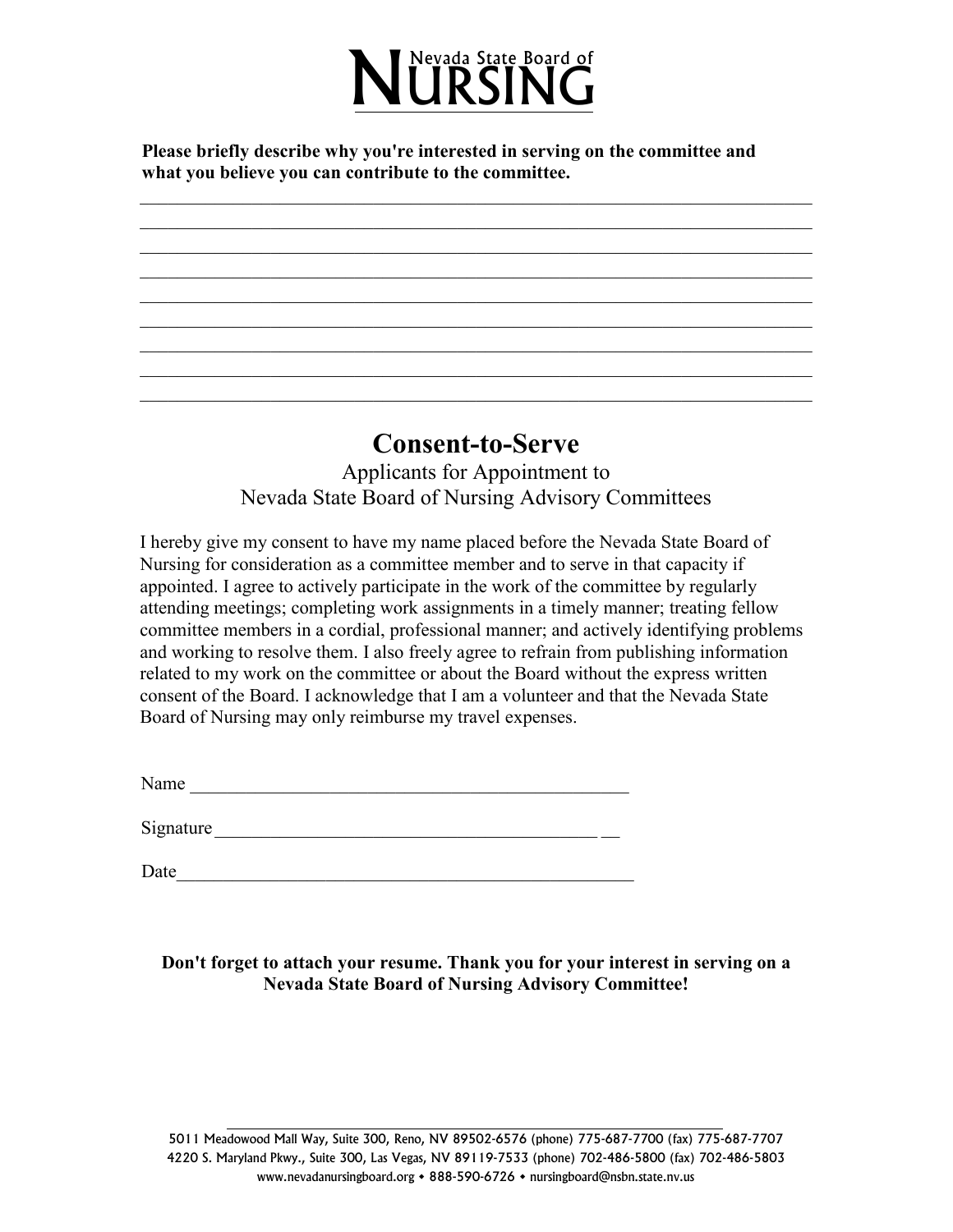Nevada State Board of
# NURSING

**Please briefly describe why you're interested in serving on the committee and what you believe you can contribute to the committee.**

________________________________________________________________________
________________________________________________________________________
________________________________________________________________________
________________________________________________________________________
________________________________________________________________________
________________________________________________________________________
________________________________________________________________________
________________________________________________________________________
________________________________________________________________________

## Consent-to-Serve

Applicants for Appointment to
Nevada State Board of Nursing Advisory Committees

I hereby give my consent to have my name placed before the Nevada State Board of Nursing for consideration as a committee member and to serve in that capacity if appointed. I agree to actively participate in the work of the committee by regularly attending meetings; completing work assignments in a timely manner; treating fellow committee members in a cordial, professional manner; and actively identifying problems and working to resolve them. I also freely agree to refrain from publishing information related to my work on the committee or about the Board without the express written consent of the Board. I acknowledge that I am a volunteer and that the Nevada State Board of Nursing may only reimburse my travel expenses.

Name ________________________________________________

Signature __________________________________________ __

Date_________________________________________________

**Don't forget to attach your resume. Thank you for your interest in serving on a Nevada State Board of Nursing Advisory Committee!**

5011 Meadowood Mall Way, Suite 300, Reno, NV 89502-6576 (phone) 775-687-7700 (fax) 775-687-7707
4220 S. Maryland Pkwy., Suite 300, Las Vegas, NV 89119-7533 (phone) 702-486-5800 (fax) 702-486-5803
www.nevadanursingboard.org • 888-590-6726 • nursingboard@nsbn.state.nv.us